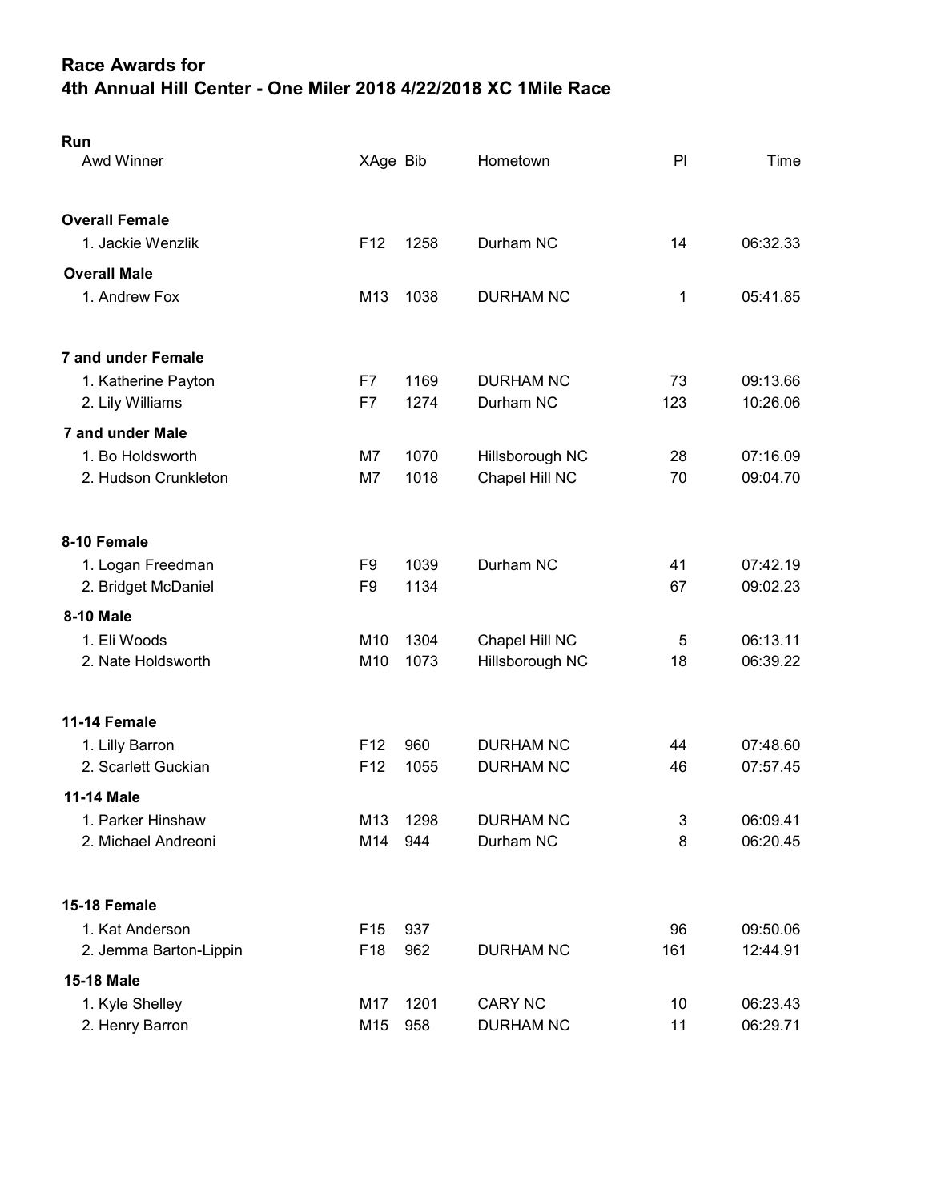## Race Awards for
## 4th Annual Hill Center - One Miler 2018 4/22/2018 XC 1Mile Race

**Run**

| Awd Winner | XAge | Bib | Hometown | Pl | Time |
|---|---|---|---|---|---|
| **Overall Female** | | | | | |
| 1. Jackie Wenzlik | F12 | 1258 | Durham NC | 14 | 06:32.33 |
| **Overall Male** | | | | | |
| 1. Andrew Fox | M13 | 1038 | DURHAM NC | 1 | 05:41.85 |
| **7 and under Female** | | | | | |
| 1. Katherine Payton | F7 | 1169 | DURHAM NC | 73 | 09:13.66 |
| 2. Lily Williams | F7 | 1274 | Durham NC | 123 | 10:26.06 |
| **7 and under Male** | | | | | |
| 1. Bo Holdsworth | M7 | 1070 | Hillsborough NC | 28 | 07:16.09 |
| 2. Hudson Crunkleton | M7 | 1018 | Chapel Hill NC | 70 | 09:04.70 |
| **8-10 Female** | | | | | |
| 1. Logan Freedman | F9 | 1039 | Durham NC | 41 | 07:42.19 |
| 2. Bridget McDaniel | F9 | 1134 | | 67 | 09:02.23 |
| **8-10 Male** | | | | | |
| 1. Eli Woods | M10 | 1304 | Chapel Hill NC | 5 | 06:13.11 |
| 2. Nate Holdsworth | M10 | 1073 | Hillsborough NC | 18 | 06:39.22 |
| **11-14 Female** | | | | | |
| 1. Lilly Barron | F12 | 960 | DURHAM NC | 44 | 07:48.60 |
| 2. Scarlett Guckian | F12 | 1055 | DURHAM NC | 46 | 07:57.45 |
| **11-14 Male** | | | | | |
| 1. Parker Hinshaw | M13 | 1298 | DURHAM NC | 3 | 06:09.41 |
| 2. Michael Andreoni | M14 | 944 | Durham NC | 8 | 06:20.45 |
| **15-18 Female** | | | | | |
| 1. Kat Anderson | F15 | 937 | | 96 | 09:50.06 |
| 2. Jemma Barton-Lippin | F18 | 962 | DURHAM NC | 161 | 12:44.91 |
| **15-18 Male** | | | | | |
| 1. Kyle Shelley | M17 | 1201 | CARY NC | 10 | 06:23.43 |
| 2. Henry Barron | M15 | 958 | DURHAM NC | 11 | 06:29.71 |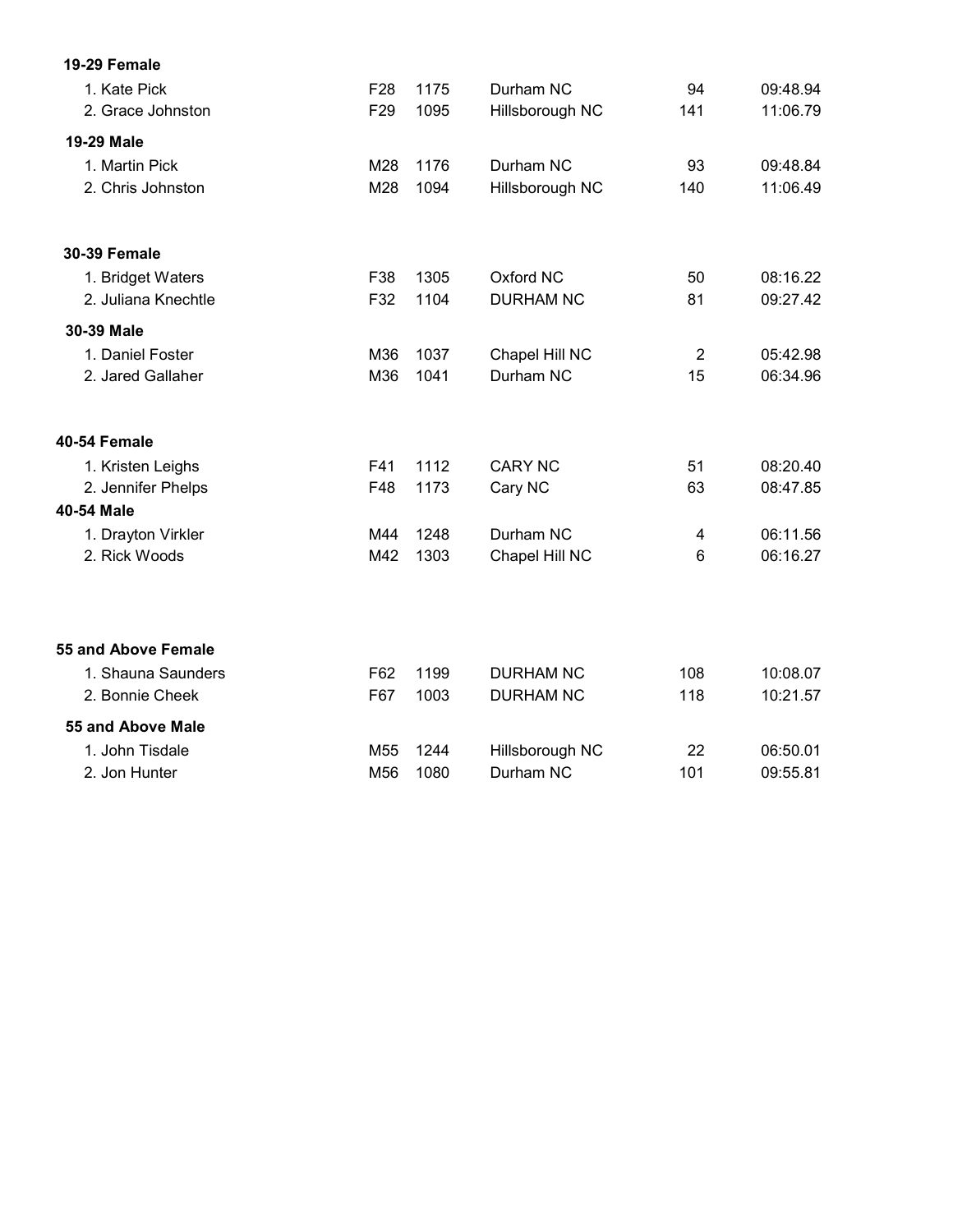**19-29 Female**

| | | | | | |
|---|---|---|---|---|---|
| 1. Kate Pick | F28 | 1175 | Durham NC | 94 | 09:48.94 |
| 2. Grace Johnston | F29 | 1095 | Hillsborough NC | 141 | 11:06.79 |

**19-29 Male**

| | | | | | |
|---|---|---|---|---|---|
| 1. Martin Pick | M28 | 1176 | Durham NC | 93 | 09:48.84 |
| 2. Chris Johnston | M28 | 1094 | Hillsborough NC | 140 | 11:06.49 |

**30-39 Female**

| | | | | | |
|---|---|---|---|---|---|
| 1. Bridget Waters | F38 | 1305 | Oxford NC | 50 | 08:16.22 |
| 2. Juliana Knechtle | F32 | 1104 | DURHAM NC | 81 | 09:27.42 |

**30-39 Male**

| | | | | | |
|---|---|---|---|---|---|
| 1. Daniel Foster | M36 | 1037 | Chapel Hill NC | 2 | 05:42.98 |
| 2. Jared Gallaher | M36 | 1041 | Durham NC | 15 | 06:34.96 |

**40-54 Female**

| | | | | | |
|---|---|---|---|---|---|
| 1. Kristen Leighs | F41 | 1112 | CARY NC | 51 | 08:20.40 |
| 2. Jennifer Phelps | F48 | 1173 | Cary NC | 63 | 08:47.85 |

**40-54 Male**

| | | | | | |
|---|---|---|---|---|---|
| 1. Drayton Virkler | M44 | 1248 | Durham NC | 4 | 06:11.56 |
| 2. Rick Woods | M42 | 1303 | Chapel Hill NC | 6 | 06:16.27 |

**55 and Above Female**

| | | | | | |
|---|---|---|---|---|---|
| 1. Shauna Saunders | F62 | 1199 | DURHAM NC | 108 | 10:08.07 |
| 2. Bonnie Cheek | F67 | 1003 | DURHAM NC | 118 | 10:21.57 |

**55 and Above Male**

| | | | | | |
|---|---|---|---|---|---|
| 1. John Tisdale | M55 | 1244 | Hillsborough NC | 22 | 06:50.01 |
| 2. Jon Hunter | M56 | 1080 | Durham NC | 101 | 09:55.81 |